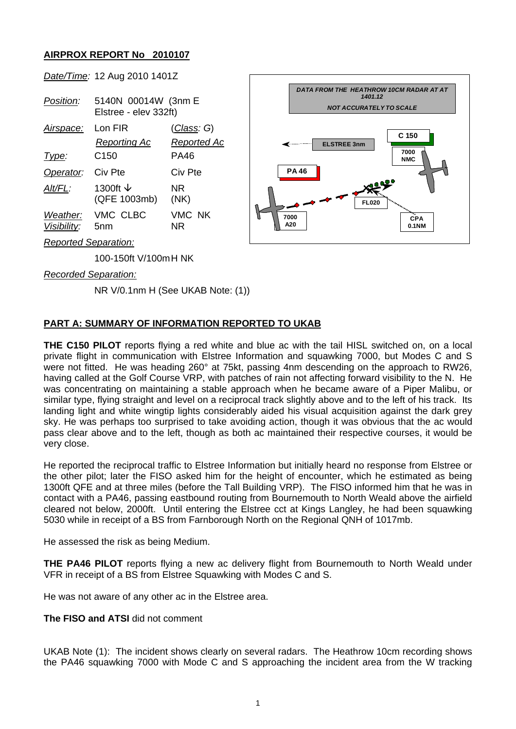## AIRPROX REPORT No 2010107

| | | |
|---|---|---|
| *Date/Time:* | 12 Aug 2010 1401Z | |
| *Position:* | 5140N 00014W (3nm E Elstree - elev 332ft) | |
| *Airspace:* | Lon FIR | (*Class*: G) |
| | *Reporting Ac* | *Reported Ac* |
| *Type:* | C150 | PA46 |
| *Operator:* | Civ Pte | Civ Pte |
| *Alt/FL:* | 1300ft ↓ (QFE 1003mb) | NR (NK) |
| *Weather:* | VMC CLBC | VMC NK |
| *Visibility:* | 5nm | NR |

*Reported Separation:*

100-150ft V/100m H NK

*Recorded Separation:*

NR V/0.1nm H (See UKAB Note: (1))

DATA FROM THE HEATHROW 10CM RADAR AT AT 1401.12

NOT ACCURATELY TO SCALE

ELSTREE 3nm | C 150 | 7000 NMC | PA 46 | 7000 A20 | FL020 | CPA 0.1NM

### PART A: SUMMARY OF INFORMATION REPORTED TO UKAB

**THE C150 PILOT** reports flying a red white and blue ac with the tail HISL switched on, on a local private flight in communication with Elstree Information and squawking 7000, but Modes C and S were not fitted. He was heading 260° at 75kt, passing 4nm descending on the approach to RW26, having called at the Golf Course VRP, with patches of rain not affecting forward visibility to the N. He was concentrating on maintaining a stable approach when he became aware of a Piper Malibu, or similar type, flying straight and level on a reciprocal track slightly above and to the left of his track. Its landing light and white wingtip lights considerably aided his visual acquisition against the dark grey sky. He was perhaps too surprised to take avoiding action, though it was obvious that the ac would pass clear above and to the left, though as both ac maintained their respective courses, it would be very close.

He reported the reciprocal traffic to Elstree Information but initially heard no response from Elstree or the other pilot; later the FISO asked him for the height of encounter, which he estimated as being 1300ft QFE and at three miles (before the Tall Building VRP). The FISO informed him that he was in contact with a PA46, passing eastbound routing from Bournemouth to North Weald above the airfield cleared not below, 2000ft. Until entering the Elstree cct at Kings Langley, he had been squawking 5030 while in receipt of a BS from Farnborough North on the Regional QNH of 1017mb.

He assessed the risk as being Medium.

**THE PA46 PILOT** reports flying a new ac delivery flight from Bournemouth to North Weald under VFR in receipt of a BS from Elstree Squawking with Modes C and S.

He was not aware of any other ac in the Elstree area.

**The FISO and ATSI** did not comment

UKAB Note (1): The incident shows clearly on several radars. The Heathrow 10cm recording shows the PA46 squawking 7000 with Mode C and S approaching the incident area from the W tracking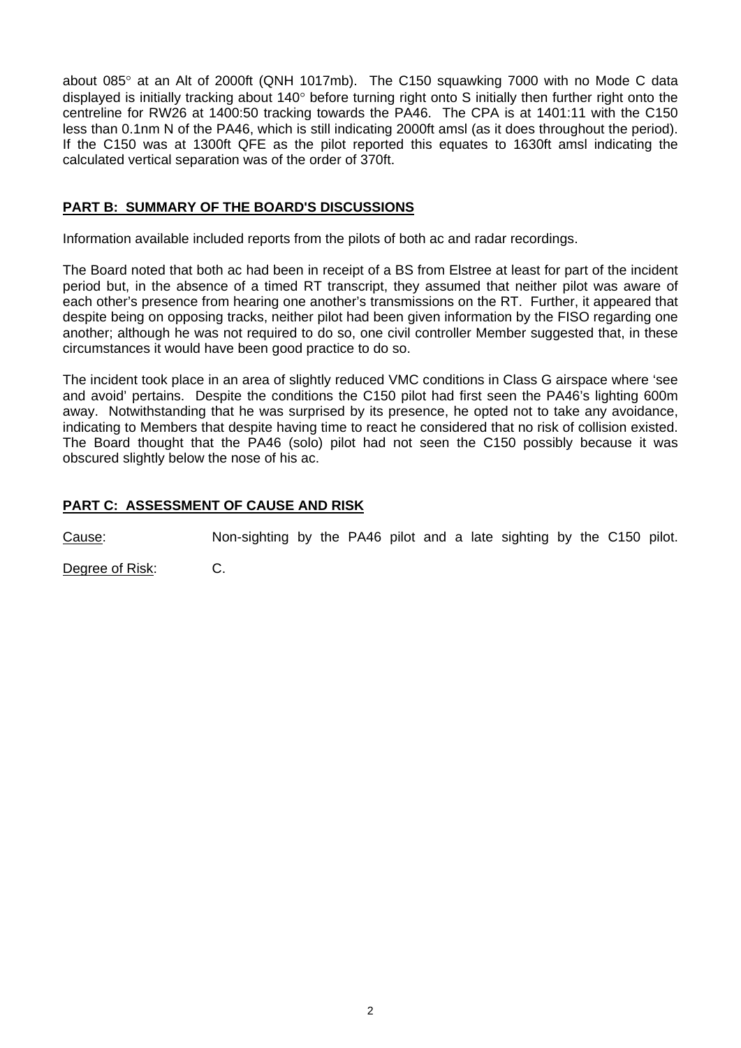about 085° at an Alt of 2000ft (QNH 1017mb). The C150 squawking 7000 with no Mode C data displayed is initially tracking about 140° before turning right onto S initially then further right onto the centreline for RW26 at 1400:50 tracking towards the PA46. The CPA is at 1401:11 with the C150 less than 0.1nm N of the PA46, which is still indicating 2000ft amsl (as it does throughout the period). If the C150 was at 1300ft QFE as the pilot reported this equates to 1630ft amsl indicating the calculated vertical separation was of the order of 370ft.

## PART B: SUMMARY OF THE BOARD'S DISCUSSIONS

Information available included reports from the pilots of both ac and radar recordings.

The Board noted that both ac had been in receipt of a BS from Elstree at least for part of the incident period but, in the absence of a timed RT transcript, they assumed that neither pilot was aware of each other's presence from hearing one another's transmissions on the RT. Further, it appeared that despite being on opposing tracks, neither pilot had been given information by the FISO regarding one another; although he was not required to do so, one civil controller Member suggested that, in these circumstances it would have been good practice to do so.

The incident took place in an area of slightly reduced VMC conditions in Class G airspace where 'see and avoid' pertains. Despite the conditions the C150 pilot had first seen the PA46's lighting 600m away. Notwithstanding that he was surprised by its presence, he opted not to take any avoidance, indicating to Members that despite having time to react he considered that no risk of collision existed. The Board thought that the PA46 (solo) pilot had not seen the C150 possibly because it was obscured slightly below the nose of his ac.

## PART C: ASSESSMENT OF CAUSE AND RISK

Cause: Non-sighting by the PA46 pilot and a late sighting by the C150 pilot.

Degree of Risk: C.